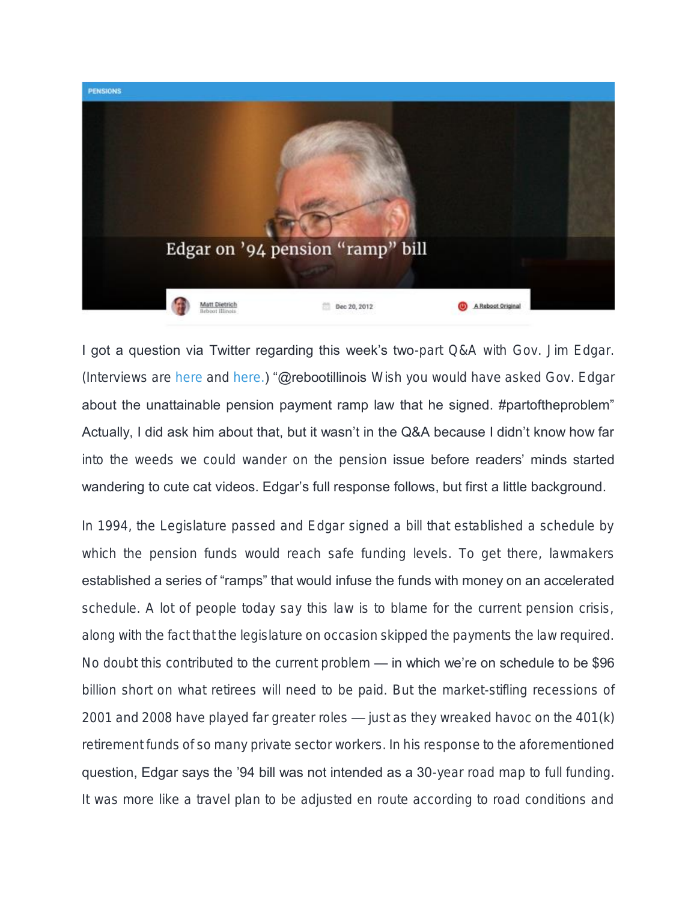PENSIONS

# Edgar on '94 pension "ramp" bill

Matt Dietrich
Reboot Illinois

Dec 20, 2012

A Reboot Original

I got a question via Twitter regarding this week's two-part Q&A with Gov. Jim Edgar. (Interviews are here and here.) "@rebootillinois Wish you would have asked Gov. Edgar about the unattainable pension payment ramp law that he signed. #partoftheproblem" Actually, I did ask him about that, but it wasn't in the Q&A because I didn't know how far into the weeds we could wander on the pension issue before readers' minds started wandering to cute cat videos. Edgar's full response follows, but first a little background.

In 1994, the Legislature passed and Edgar signed a bill that established a schedule by which the pension funds would reach safe funding levels. To get there, lawmakers established a series of "ramps" that would infuse the funds with money on an accelerated schedule. A lot of people today say this law is to blame for the current pension crisis, along with the fact that the legislature on occasion skipped the payments the law required. No doubt this contributed to the current problem — in which we're on schedule to be $96 billion short on what retirees will need to be paid. But the market-stifling recessions of 2001 and 2008 have played far greater roles — just as they wreaked havoc on the 401(k) retirement funds of so many private sector workers. In his response to the aforementioned question, Edgar says the '94 bill was not intended as a 30-year road map to full funding. It was more like a travel plan to be adjusted en route according to road conditions and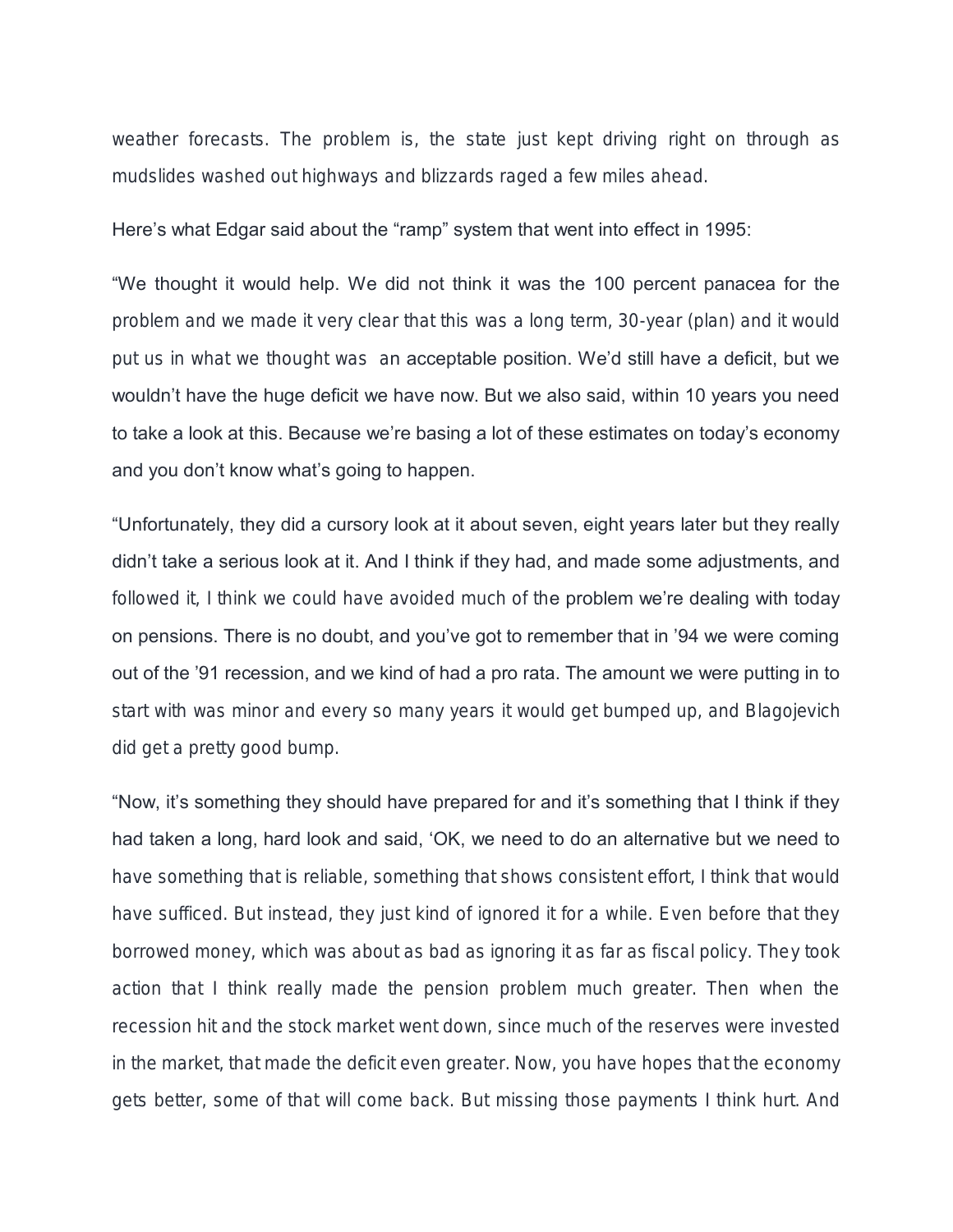weather forecasts. The problem is, the state just kept driving right on through as mudslides washed out highways and blizzards raged a few miles ahead.

Here's what Edgar said about the "ramp" system that went into effect in 1995:

"We thought it would help. We did not think it was the 100 percent panacea for the problem and we made it very clear that this was a long term, 30-year (plan) and it would put us in what we thought was  an acceptable position. We'd still have a deficit, but we wouldn't have the huge deficit we have now. But we also said, within 10 years you need to take a look at this. Because we're basing a lot of these estimates on today's economy and you don't know what's going to happen.

"Unfortunately, they did a cursory look at it about seven, eight years later but they really didn't take a serious look at it. And I think if they had, and made some adjustments, and followed it, I think we could have avoided much of the problem we're dealing with today on pensions. There is no doubt, and you've got to remember that in '94 we were coming out of the '91 recession, and we kind of had a pro rata. The amount we were putting in to start with was minor and every so many years it would get bumped up, and Blagojevich did get a pretty good bump.

"Now, it's something they should have prepared for and it's something that I think if they had taken a long, hard look and said, 'OK, we need to do an alternative but we need to have something that is reliable, something that shows consistent effort, I think that would have sufficed. But instead, they just kind of ignored it for a while. Even before that they borrowed money, which was about as bad as ignoring it as far as fiscal policy. They took action that I think really made the pension problem much greater. Then when the recession hit and the stock market went down, since much of the reserves were invested in the market, that made the deficit even greater. Now, you have hopes that the economy gets better, some of that will come back. But missing those payments I think hurt. And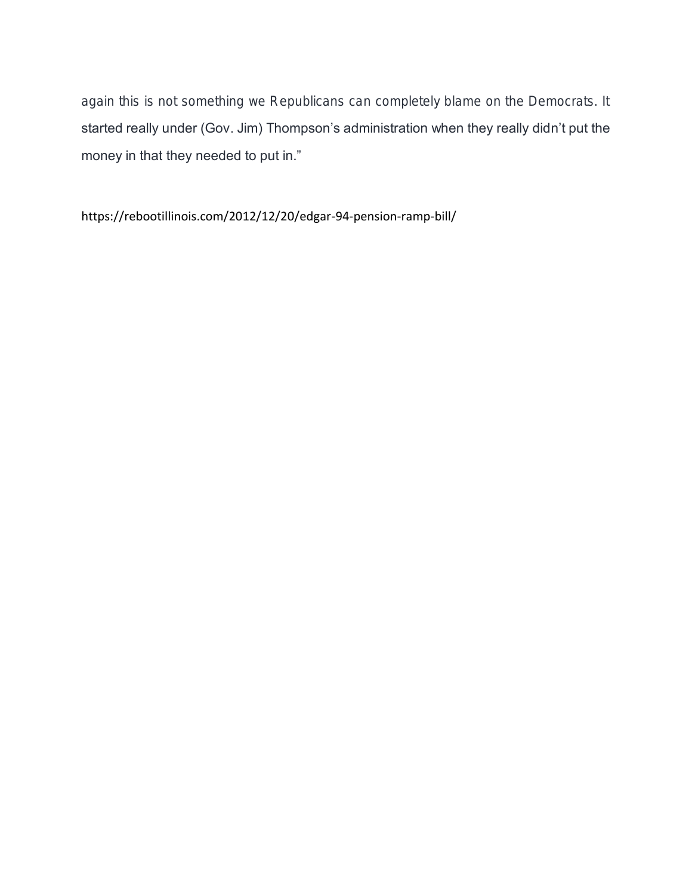again this is not something we Republicans can completely blame on the Democrats. It started really under (Gov. Jim) Thompson's administration when they really didn't put the money in that they needed to put in."

https://rebootillinois.com/2012/12/20/edgar-94-pension-ramp-bill/